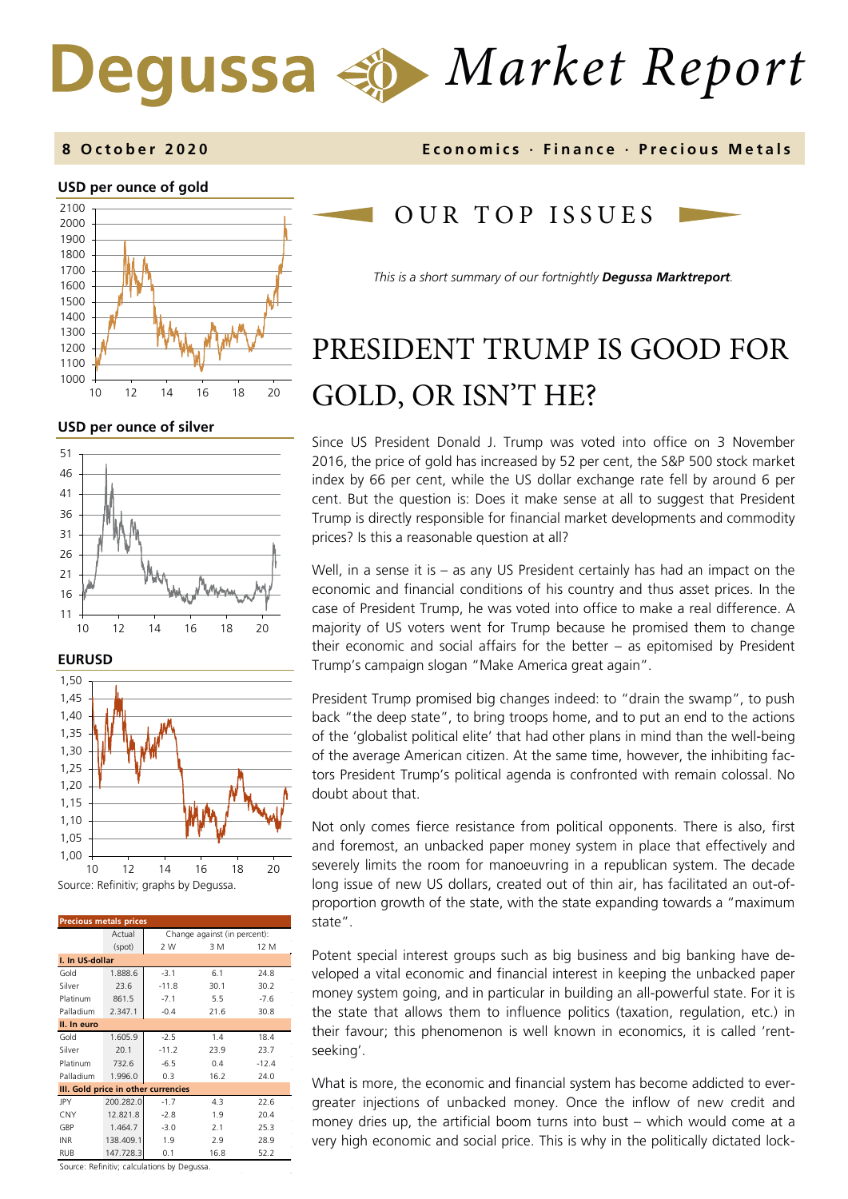# Degussa Market Report

**8 October 2020** — **Economics · Finance · Precious Metals**

**USD per ounce of gold**

**USD per ounce of silver**

**EURUSD**

Source: Refinitiv; graphs by Degussa.

| Precious metals prices | Actual (spot) | Change against (in percent): 2 W | 3 M | 12 M |
|---|---|---|---|---|
| **I. In US-dollar** | | | | |
| Gold | 1.888.6 | -3.1 | 6.1 | 24.8 |
| Silver | 23.6 | -11.8 | 30.1 | 30.2 |
| Platinum | 861.5 | -7.1 | 5.5 | -7.6 |
| Palladium | 2.347.1 | -0.4 | 21.6 | 30.8 |
| **II. In euro** | | | | |
| Gold | 1.605.9 | -2.5 | 1.4 | 18.4 |
| Silver | 20.1 | -11.2 | 23.9 | 23.7 |
| Platinum | 732.6 | -6.5 | 0.4 | -12.4 |
| Palladium | 1.996.0 | 0.3 | 16.2 | 24.0 |
| **III. Gold price in other currencies** | | | | |
| JPY | 200.282.0 | -1.7 | 4.3 | 22.6 |
| CNY | 12.821.8 | -2.8 | 1.9 | 20.4 |
| GBP | 1.464.7 | -3.0 | 2.1 | 25.3 |
| INR | 138.409.1 | 1.9 | 2.9 | 28.9 |
| RUB | 147.728.3 | 0.1 | 16.8 | 52.2 |

Source: Refinitiv; calculations by Degussa.

## OUR TOP ISSUES

*This is a short summary of our fortnightly **Degussa Marktreport**.*

# PRESIDENT TRUMP IS GOOD FOR GOLD, OR ISN'T HE?

Since US President Donald J. Trump was voted into office on 3 November 2016, the price of gold has increased by 52 per cent, the S&P 500 stock market index by 66 per cent, while the US dollar exchange rate fell by around 6 per cent. But the question is: Does it make sense at all to suggest that President Trump is directly responsible for financial market developments and commodity prices? Is this a reasonable question at all?

Well, in a sense it is – as any US President certainly has had an impact on the economic and financial conditions of his country and thus asset prices. In the case of President Trump, he was voted into office to make a real difference. A majority of US voters went for Trump because he promised them to change their economic and social affairs for the better – as epitomised by President Trump's campaign slogan "Make America great again".

President Trump promised big changes indeed: to "drain the swamp", to push back "the deep state", to bring troops home, and to put an end to the actions of the 'globalist political elite' that had other plans in mind than the well-being of the average American citizen. At the same time, however, the inhibiting factors President Trump's political agenda is confronted with remain colossal. No doubt about that.

Not only comes fierce resistance from political opponents. There is also, first and foremost, an unbacked paper money system in place that effectively and severely limits the room for manoeuvring in a republican system. The decade long issue of new US dollars, created out of thin air, has facilitated an out-of-proportion growth of the state, with the state expanding towards a "maximum state".

Potent special interest groups such as big business and big banking have developed a vital economic and financial interest in keeping the unbacked paper money system going, and in particular in building an all-powerful state. For it is the state that allows them to influence politics (taxation, regulation, etc.) in their favour; this phenomenon is well known in economics, it is called 'rent-seeking'.

What is more, the economic and financial system has become addicted to ever-greater injections of unbacked money. Once the inflow of new credit and money dries up, the artificial boom turns into bust – which would come at a very high economic and social price. This is why in the politically dictated lock-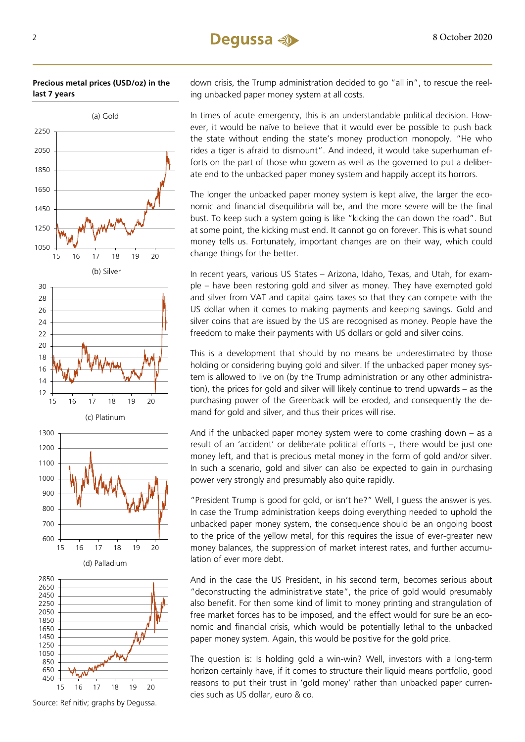**Precious metal prices (USD/oz) in the last 7 years**

(a) Gold

(b) Silver

(c) Platinum

(d) Palladium

Source: Refinitiv; graphs by Degussa.

down crisis, the Trump administration decided to go "all in", to rescue the reeling unbacked paper money system at all costs.

In times of acute emergency, this is an understandable political decision. However, it would be naïve to believe that it would ever be possible to push back the state without ending the state's money production monopoly. "He who rides a tiger is afraid to dismount". And indeed, it would take superhuman efforts on the part of those who govern as well as the governed to put a deliberate end to the unbacked paper money system and happily accept its horrors.

The longer the unbacked paper money system is kept alive, the larger the economic and financial disequilibria will be, and the more severe will be the final bust. To keep such a system going is like "kicking the can down the road". But at some point, the kicking must end. It cannot go on forever. This is what sound money tells us. Fortunately, important changes are on their way, which could change things for the better.

In recent years, various US States – Arizona, Idaho, Texas, and Utah, for example – have been restoring gold and silver as money. They have exempted gold and silver from VAT and capital gains taxes so that they can compete with the US dollar when it comes to making payments and keeping savings. Gold and silver coins that are issued by the US are recognised as money. People have the freedom to make their payments with US dollars or gold and silver coins.

This is a development that should by no means be underestimated by those holding or considering buying gold and silver. If the unbacked paper money system is allowed to live on (by the Trump administration or any other administration), the prices for gold and silver will likely continue to trend upwards – as the purchasing power of the Greenback will be eroded, and consequently the demand for gold and silver, and thus their prices will rise.

And if the unbacked paper money system were to come crashing down – as a result of an 'accident' or deliberate political efforts –, there would be just one money left, and that is precious metal money in the form of gold and/or silver. In such a scenario, gold and silver can also be expected to gain in purchasing power very strongly and presumably also quite rapidly.

"President Trump is good for gold, or isn't he?" Well, I guess the answer is yes. In case the Trump administration keeps doing everything needed to uphold the unbacked paper money system, the consequence should be an ongoing boost to the price of the yellow metal, for this requires the issue of ever-greater new money balances, the suppression of market interest rates, and further accumulation of ever more debt.

And in the case the US President, in his second term, becomes serious about "deconstructing the administrative state", the price of gold would presumably also benefit. For then some kind of limit to money printing and strangulation of free market forces has to be imposed, and the effect would for sure be an economic and financial crisis, which would be potentially lethal to the unbacked paper money system. Again, this would be positive for the gold price.

The question is: Is holding gold a win-win? Well, investors with a long-term horizon certainly have, if it comes to structure their liquid means portfolio, good reasons to put their trust in 'gold money' rather than unbacked paper currencies such as US dollar, euro & co.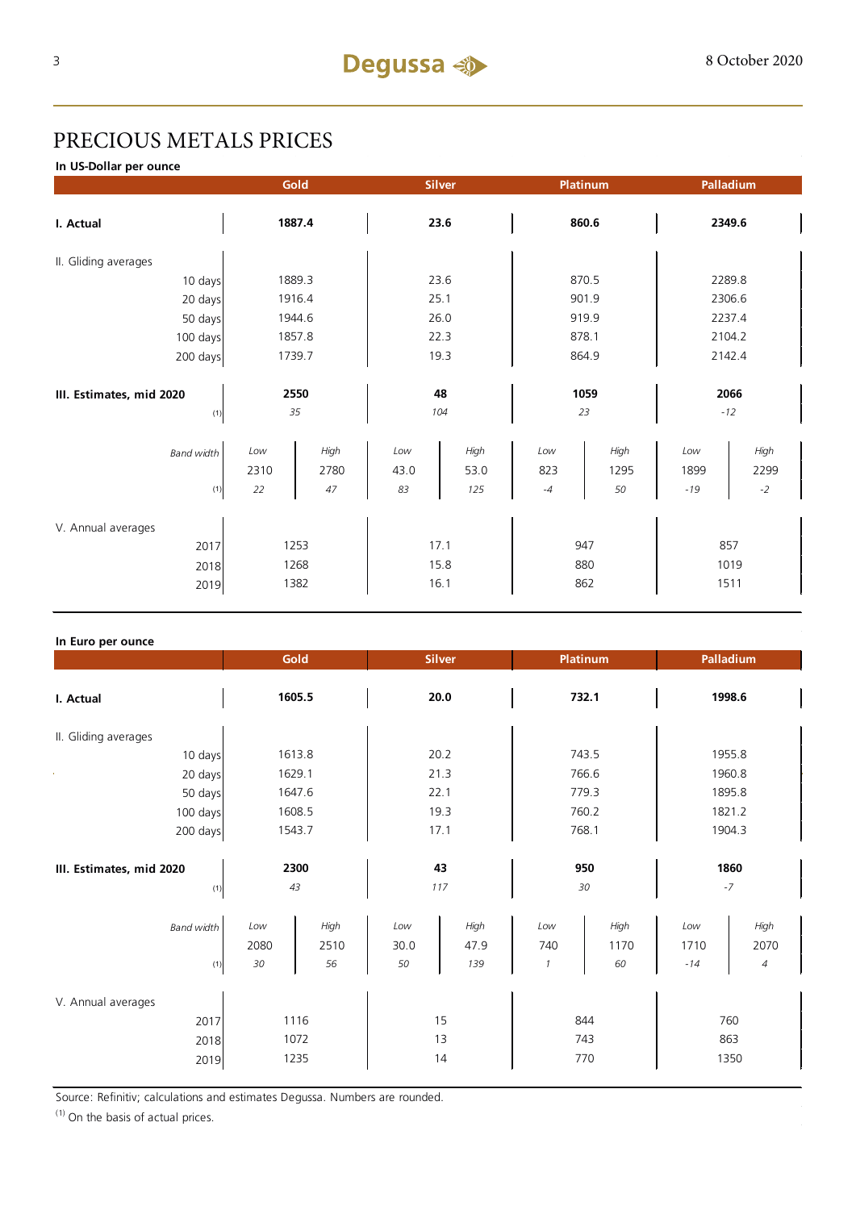# PRECIOUS METALS PRICES

**In US-Dollar per ounce**

| | Gold | | Silver | | Platinum | | Palladium | |
|---|---|---|---|---|---|---|---|---|
| **I. Actual** | **1887.4** | | **23.6** | | **860.6** | | **2349.6** | |
| II. Gliding averages | | | | | | | | |
| 10 days | 1889.3 | | 23.6 | | 870.5 | | 2289.8 | |
| 20 days | 1916.4 | | 25.1 | | 901.9 | | 2306.6 | |
| 50 days | 1944.6 | | 26.0 | | 919.9 | | 2237.4 | |
| 100 days | 1857.8 | | 22.3 | | 878.1 | | 2104.2 | |
| 200 days | 1739.7 | | 19.3 | | 864.9 | | 2142.4 | |
| **III. Estimates, mid 2020** | **2550** | | **48** | | **1059** | | **2066** | |
| (1) | *35* | | *104* | | *23* | | *-12* | |
| *Band width* | *Low* | *High* | *Low* | *High* | *Low* | *High* | *Low* | *High* |
| | 2310 | 2780 | 43.0 | 53.0 | 823 | 1295 | 1899 | 2299 |
| (1) | *22* | *47* | *83* | *125* | *-4* | *50* | *-19* | *-2* |
| V. Annual averages | | | | | | | | |
| 2017 | 1253 | | 17.1 | | 947 | | 857 | |
| 2018 | 1268 | | 15.8 | | 880 | | 1019 | |
| 2019 | 1382 | | 16.1 | | 862 | | 1511 | |

**In Euro per ounce**

| | Gold | | Silver | | Platinum | | Palladium | |
|---|---|---|---|---|---|---|---|---|
| **I. Actual** | **1605.5** | | **20.0** | | **732.1** | | **1998.6** | |
| II. Gliding averages | | | | | | | | |
| 10 days | 1613.8 | | 20.2 | | 743.5 | | 1955.8 | |
| 20 days | 1629.1 | | 21.3 | | 766.6 | | 1960.8 | |
| 50 days | 1647.6 | | 22.1 | | 779.3 | | 1895.8 | |
| 100 days | 1608.5 | | 19.3 | | 760.2 | | 1821.2 | |
| 200 days | 1543.7 | | 17.1 | | 768.1 | | 1904.3 | |
| **III. Estimates, mid 2020** | **2300** | | **43** | | **950** | | **1860** | |
| (1) | *43* | | *117* | | *30* | | *-7* | |
| *Band width* | *Low* | *High* | *Low* | *High* | *Low* | *High* | *Low* | *High* |
| | 2080 | 2510 | 30.0 | 47.9 | 740 | 1170 | 1710 | 2070 |
| (1) | *30* | *56* | *50* | *139* | *1* | *60* | *-14* | *4* |
| V. Annual averages | | | | | | | | |
| 2017 | 1116 | | 15 | | 844 | | 760 | |
| 2018 | 1072 | | 13 | | 743 | | 863 | |
| 2019 | 1235 | | 14 | | 770 | | 1350 | |

Source: Refinitiv; calculations and estimates Degussa. Numbers are rounded.

(1) On the basis of actual prices.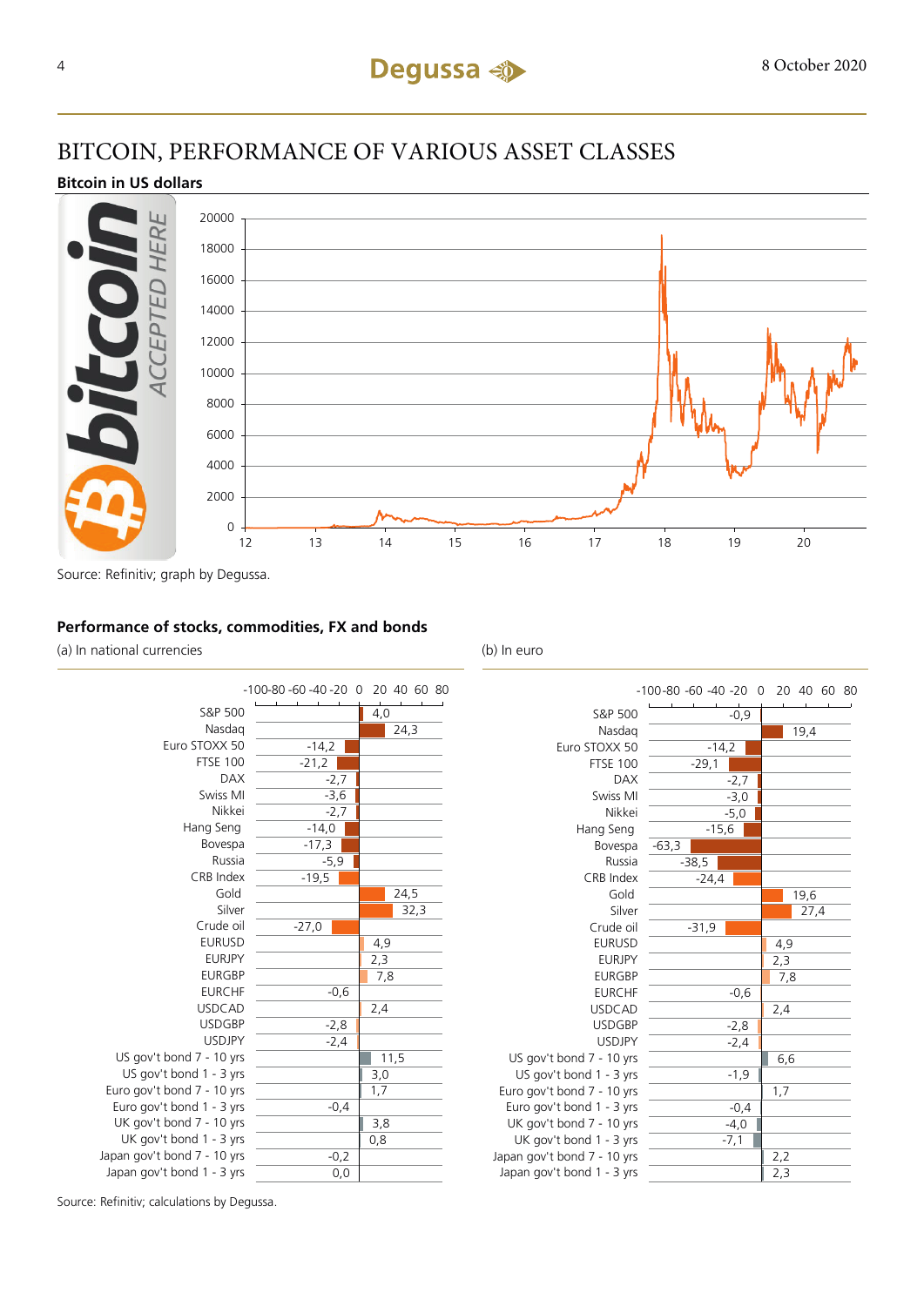# BITCOIN, PERFORMANCE OF VARIOUS ASSET CLASSES

**Bitcoin in US dollars**

Source: Refinitiv; graph by Degussa.

**Performance of stocks, commodities, FX and bonds**

| | (a) In national currencies | (b) In euro |
|---|---|---|
| S&P 500 | 4,0 | -0,9 |
| Nasdaq | 24,3 | 19,4 |
| Euro STOXX 50 | -14,2 | -14,2 |
| FTSE 100 | -21,2 | -29,1 |
| DAX | -2,7 | -2,7 |
| Swiss MI | -3,6 | -3,0 |
| Nikkei | -2,7 | -5,0 |
| Hang Seng | -14,0 | -15,6 |
| Bovespa | -17,3 | -63,3 |
| Russia | -5,9 | -38,5 |
| CRB Index | -19,5 | -24,4 |
| Gold | 24,5 | 19,6 |
| Silver | 32,3 | 27,4 |
| Crude oil | -27,0 | -31,9 |
| EURUSD | 4,9 | 4,9 |
| EURJPY | 2,3 | 2,3 |
| EURGBP | 7,8 | 7,8 |
| EURCHF | -0,6 | -0,6 |
| USDCAD | 2,4 | 2,4 |
| USDGBP | -2,8 | -2,8 |
| USDJPY | -2,4 | -2,4 |
| US gov't bond 7 - 10 yrs | 11,5 | 6,6 |
| US gov't bond 1 - 3 yrs | 3,0 | -1,9 |
| Euro gov't bond 7 - 10 yrs | 1,7 | 1,7 |
| Euro gov't bond 1 - 3 yrs | -0,4 | -0,4 |
| UK gov't bond 7 - 10 yrs | 3,8 | -4,0 |
| UK gov't bond 1 - 3 yrs | 0,8 | -7,1 |
| Japan gov't bond 7 - 10 yrs | -0,2 | 2,2 |
| Japan gov't bond 1 - 3 yrs | 0,0 | 2,3 |

Source: Refinitiv; calculations by Degussa.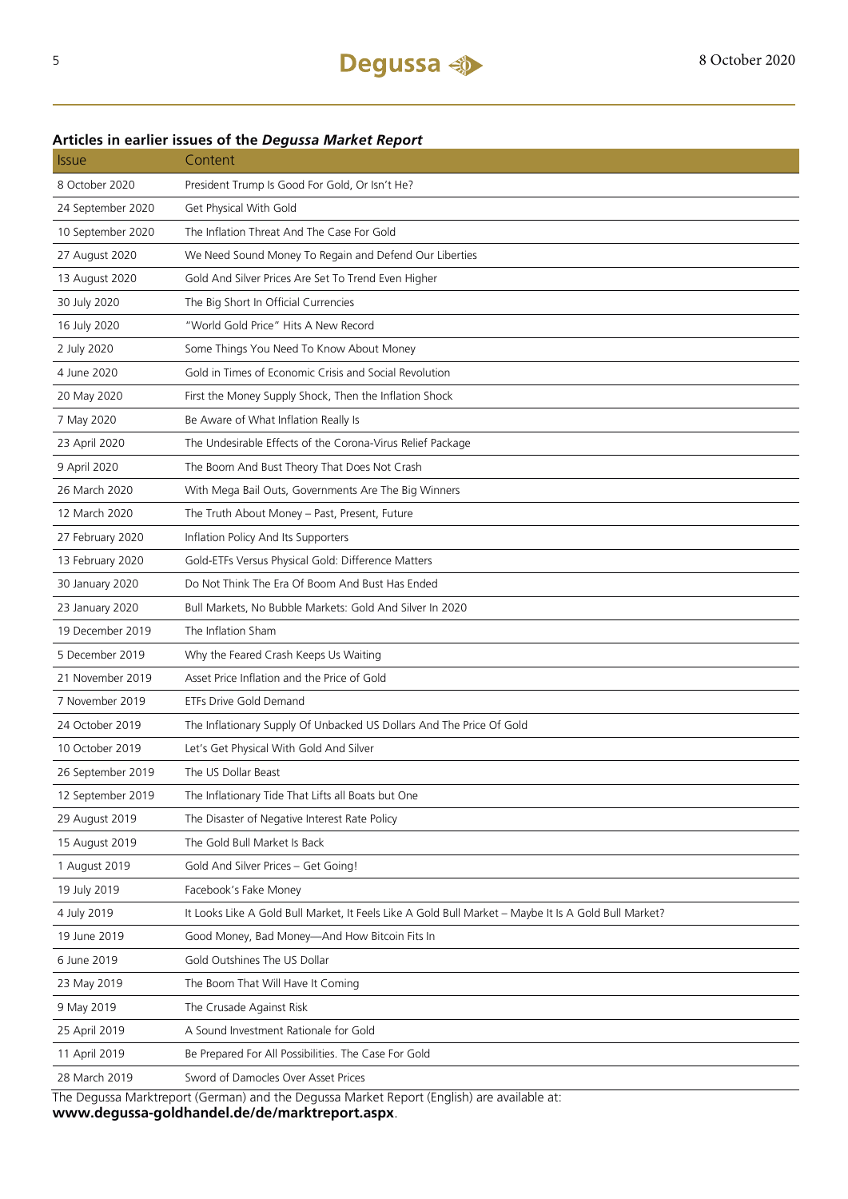## Articles in earlier issues of the *Degussa Market Report*

| Issue | Content |
|---|---|
| 8 October 2020 | President Trump Is Good For Gold, Or Isn't He? |
| 24 September 2020 | Get Physical With Gold |
| 10 September 2020 | The Inflation Threat And The Case For Gold |
| 27 August 2020 | We Need Sound Money To Regain and Defend Our Liberties |
| 13 August 2020 | Gold And Silver Prices Are Set To Trend Even Higher |
| 30 July 2020 | The Big Short In Official Currencies |
| 16 July 2020 | "World Gold Price" Hits A New Record |
| 2 July 2020 | Some Things You Need To Know About Money |
| 4 June 2020 | Gold in Times of Economic Crisis and Social Revolution |
| 20 May 2020 | First the Money Supply Shock, Then the Inflation Shock |
| 7 May 2020 | Be Aware of What Inflation Really Is |
| 23 April 2020 | The Undesirable Effects of the Corona-Virus Relief Package |
| 9 April 2020 | The Boom And Bust Theory That Does Not Crash |
| 26 March 2020 | With Mega Bail Outs, Governments Are The Big Winners |
| 12 March 2020 | The Truth About Money – Past, Present, Future |
| 27 February 2020 | Inflation Policy And Its Supporters |
| 13 February 2020 | Gold-ETFs Versus Physical Gold: Difference Matters |
| 30 January 2020 | Do Not Think The Era Of Boom And Bust Has Ended |
| 23 January 2020 | Bull Markets, No Bubble Markets: Gold And Silver In 2020 |
| 19 December 2019 | The Inflation Sham |
| 5 December 2019 | Why the Feared Crash Keeps Us Waiting |
| 21 November 2019 | Asset Price Inflation and the Price of Gold |
| 7 November 2019 | ETFs Drive Gold Demand |
| 24 October 2019 | The Inflationary Supply Of Unbacked US Dollars And The Price Of Gold |
| 10 October 2019 | Let's Get Physical With Gold And Silver |
| 26 September 2019 | The US Dollar Beast |
| 12 September 2019 | The Inflationary Tide That Lifts all Boats but One |
| 29 August 2019 | The Disaster of Negative Interest Rate Policy |
| 15 August 2019 | The Gold Bull Market Is Back |
| 1 August 2019 | Gold And Silver Prices – Get Going! |
| 19 July 2019 | Facebook's Fake Money |
| 4 July 2019 | It Looks Like A Gold Bull Market, It Feels Like A Gold Bull Market – Maybe It Is A Gold Bull Market? |
| 19 June 2019 | Good Money, Bad Money—And How Bitcoin Fits In |
| 6 June 2019 | Gold Outshines The US Dollar |
| 23 May 2019 | The Boom That Will Have It Coming |
| 9 May 2019 | The Crusade Against Risk |
| 25 April 2019 | A Sound Investment Rationale for Gold |
| 11 April 2019 | Be Prepared For All Possibilities. The Case For Gold |
| 28 March 2019 | Sword of Damocles Over Asset Prices |

The Degussa Marktreport (German) and the Degussa Market Report (English) are available at:
**www.degussa-goldhandel.de/de/marktreport.aspx**.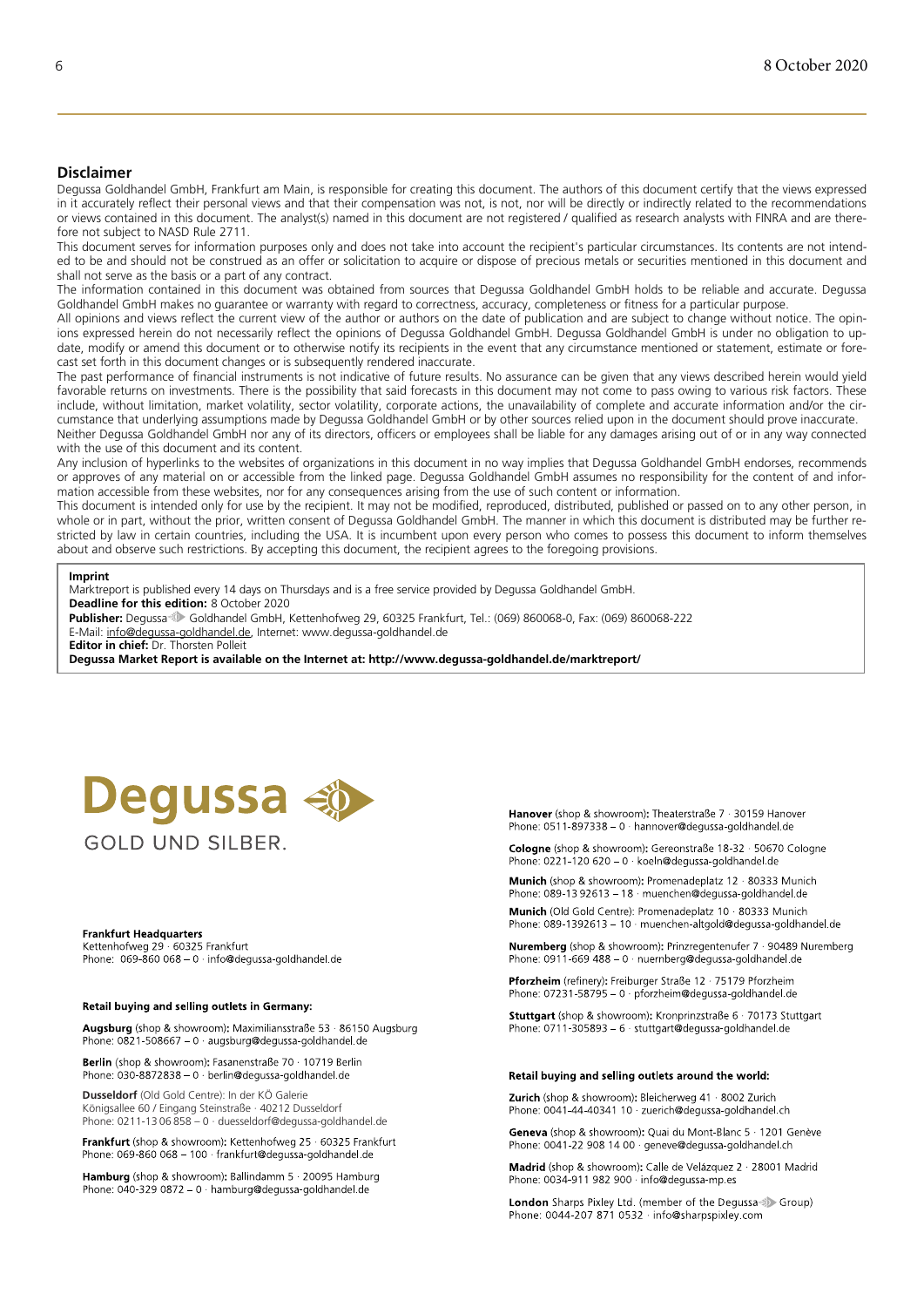## Disclaimer

Degussa Goldhandel GmbH, Frankfurt am Main, is responsible for creating this document. The authors of this document certify that the views expressed in it accurately reflect their personal views and that their compensation was not, is not, nor will be directly or indirectly related to the recommendations or views contained in this document. The analyst(s) named in this document are not registered / qualified as research analysts with FINRA and are therefore not subject to NASD Rule 2711.

This document serves for information purposes only and does not take into account the recipient's particular circumstances. Its contents are not intended to be and should not be construed as an offer or solicitation to acquire or dispose of precious metals or securities mentioned in this document and shall not serve as the basis or a part of any contract.

The information contained in this document was obtained from sources that Degussa Goldhandel GmbH holds to be reliable and accurate. Degussa Goldhandel GmbH makes no guarantee or warranty with regard to correctness, accuracy, completeness or fitness for a particular purpose.

All opinions and views reflect the current view of the author or authors on the date of publication and are subject to change without notice. The opinions expressed herein do not necessarily reflect the opinions of Degussa Goldhandel GmbH. Degussa Goldhandel GmbH is under no obligation to update, modify or amend this document or to otherwise notify its recipients in the event that any circumstance mentioned or statement, estimate or forecast set forth in this document changes or is subsequently rendered inaccurate.

The past performance of financial instruments is not indicative of future results. No assurance can be given that any views described herein would yield favorable returns on investments. There is the possibility that said forecasts in this document may not come to pass owing to various risk factors. These include, without limitation, market volatility, sector volatility, corporate actions, the unavailability of complete and accurate information and/or the circumstance that underlying assumptions made by Degussa Goldhandel GmbH or by other sources relied upon in the document should prove inaccurate.

Neither Degussa Goldhandel GmbH nor any of its directors, officers or employees shall be liable for any damages arising out of or in any way connected with the use of this document and its content.

Any inclusion of hyperlinks to the websites of organizations in this document in no way implies that Degussa Goldhandel GmbH endorses, recommends or approves of any material on or accessible from the linked page. Degussa Goldhandel GmbH assumes no responsibility for the content of and information accessible from these websites, nor for any consequences arising from the use of such content or information.

This document is intended only for use by the recipient. It may not be modified, reproduced, distributed, published or passed on to any other person, in whole or in part, without the prior, written consent of Degussa Goldhandel GmbH. The manner in which this document is distributed may be further restricted by law in certain countries, including the USA. It is incumbent upon every person who comes to possess this document to inform themselves about and observe such restrictions. By accepting this document, the recipient agrees to the foregoing provisions.

**Imprint**

Marktreport is published every 14 days on Thursdays and is a free service provided by Degussa Goldhandel GmbH.

**Deadline for this edition:** 8 October 2020

**Publisher:** Degussa Goldhandel GmbH, Kettenhofweg 29, 60325 Frankfurt, Tel.: (069) 860068-0, Fax: (069) 860068-222

E-Mail: info@degussa-goldhandel.de, Internet: www.degussa-goldhandel.de

**Editor in chief:** Dr. Thorsten Polleit

**Degussa Market Report is available on the Internet at: http://www.degussa-goldhandel.de/marktreport/**

Degussa

GOLD UND SILBER.

**Frankfurt Headquarters**
Kettenhofweg 29 · 60325 Frankfurt
Phone: 069-860 068 – 0 · info@degussa-goldhandel.de

**Retail buying and selling outlets in Germany:**

**Augsburg** (shop & showroom): Maximiliansstraße 53 · 86150 Augsburg
Phone: 0821-508667 – 0 · augsburg@degussa-goldhandel.de

**Berlin** (shop & showroom): Fasanenstraße 70 · 10719 Berlin
Phone: 030-8872838 – 0 · berlin@degussa-goldhandel.de

**Dusseldorf** (Old Gold Centre): In der KÖ Galerie
Königsallee 60 / Eingang Steinstraße · 40212 Dusseldorf
Phone: 0211-13 06 858 – 0 · duesseldorf@degussa-goldhandel.de

**Frankfurt** (shop & showroom): Kettenhofweg 25 · 60325 Frankfurt
Phone: 069-860 068 – 100 · frankfurt@degussa-goldhandel.de

**Hamburg** (shop & showroom): Ballindamm 5 · 20095 Hamburg
Phone: 040-329 0872 – 0 · hamburg@degussa-goldhandel.de

**Hanover** (shop & showroom): Theaterstraße 7 · 30159 Hanover
Phone: 0511-897338 – 0 · hannover@degussa-goldhandel.de

**Cologne** (shop & showroom): Gereonstraße 18-32 · 50670 Cologne
Phone: 0221-120 620 – 0 · koeln@degussa-goldhandel.de

**Munich** (shop & showroom): Promenadeplatz 12 · 80333 Munich
Phone: 089-13 92613 – 18 · muenchen@degussa-goldhandel.de

**Munich** (Old Gold Centre): Promenadeplatz 10 · 80333 Munich
Phone: 089-1392613 – 10 · muenchen-altgold@degussa-goldhandel.de

**Nuremberg** (shop & showroom): Prinzregentenufer 7 · 90489 Nuremberg
Phone: 0911-669 488 – 0 · nuernberg@degussa-goldhandel.de

**Pforzheim** (refinery): Freiburger Straße 12 · 75179 Pforzheim
Phone: 07231-58795 – 0 · pforzheim@degussa-goldhandel.de

**Stuttgart** (shop & showroom): Kronprinzstraße 6 · 70173 Stuttgart
Phone: 0711-305893 – 6 · stuttgart@degussa-goldhandel.de

**Retail buying and selling outlets around the world:**

**Zurich** (shop & showroom): Bleicherweg 41 · 8002 Zurich
Phone: 0041-44-40341 10 · zuerich@degussa-goldhandel.ch

**Geneva** (shop & showroom): Quai du Mont-Blanc 5 · 1201 Genève
Phone: 0041-22 908 14 00 · geneve@degussa-goldhandel.ch

**Madrid** (shop & showroom): Calle de Velázquez 2 · 28001 Madrid
Phone: 0034-911 982 900 · info@degussa-mp.es

**London** Sharps Pixley Ltd. (member of the Degussa Group)
Phone: 0044-207 871 0532 · info@sharpspixley.com